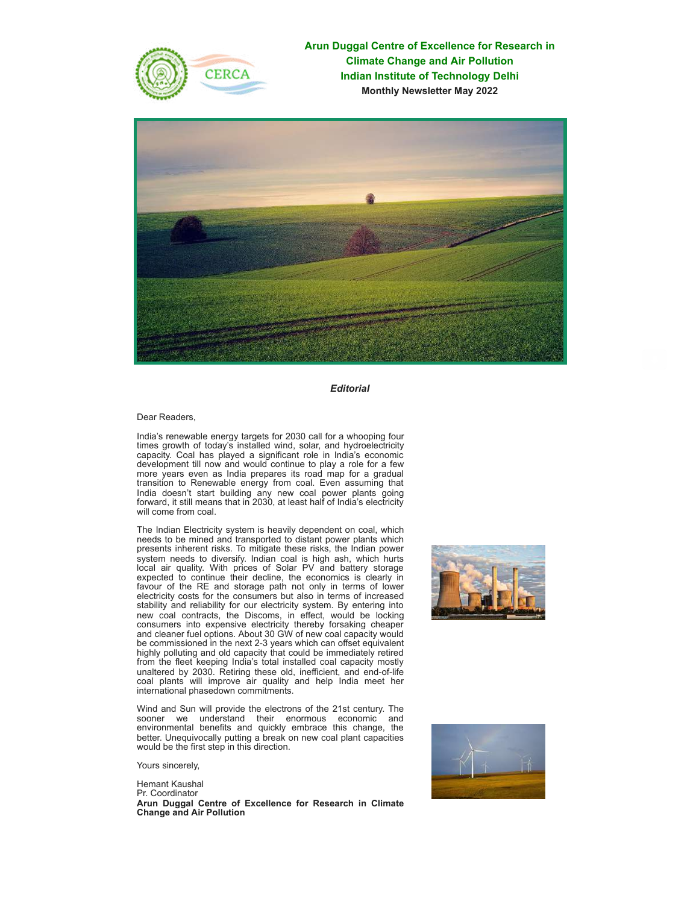**Arun Duggal Centre of Excellence for Research in Climate Change and Air Pollution**
**Indian Institute of Technology Delhi**
**Monthly Newsletter May 2022**

## *Editorial*

Dear Readers,

India's renewable energy targets for 2030 call for a whooping four times growth of today's installed wind, solar, and hydroelectricity capacity. Coal has played a significant role in India's economic development till now and would continue to play a role for a few more years even as India prepares its road map for a gradual transition to Renewable energy from coal. Even assuming that India doesn't start building any new coal power plants going forward, it still means that in 2030, at least half of India's electricity will come from coal.

The Indian Electricity system is heavily dependent on coal, which needs to be mined and transported to distant power plants which presents inherent risks. To mitigate these risks, the Indian power system needs to diversify. Indian coal is high ash, which hurts local air quality. With prices of Solar PV and battery storage expected to continue their decline, the economics is clearly in favour of the RE and storage path not only in terms of lower electricity costs for the consumers but also in terms of increased stability and reliability for our electricity system. By entering into new coal contracts, the Discoms, in effect, would be locking consumers into expensive electricity thereby forsaking cheaper and cleaner fuel options. About 30 GW of new coal capacity would be commissioned in the next 2-3 years which can offset equivalent highly polluting and old capacity that could be immediately retired from the fleet keeping India's total installed coal capacity mostly unaltered by 2030. Retiring these old, inefficient, and end-of-life coal plants will improve air quality and help India meet her international phasedown commitments.

Wind and Sun will provide the electrons of the 21st century. The sooner we understand their enormous economic and environmental benefits and quickly embrace this change, the better. Unequivocally putting a break on new coal plant capacities would be the first step in this direction.

Yours sincerely,

Hemant Kaushal
Pr. Coordinator
**Arun Duggal Centre of Excellence for Research in Climate Change and Air Pollution**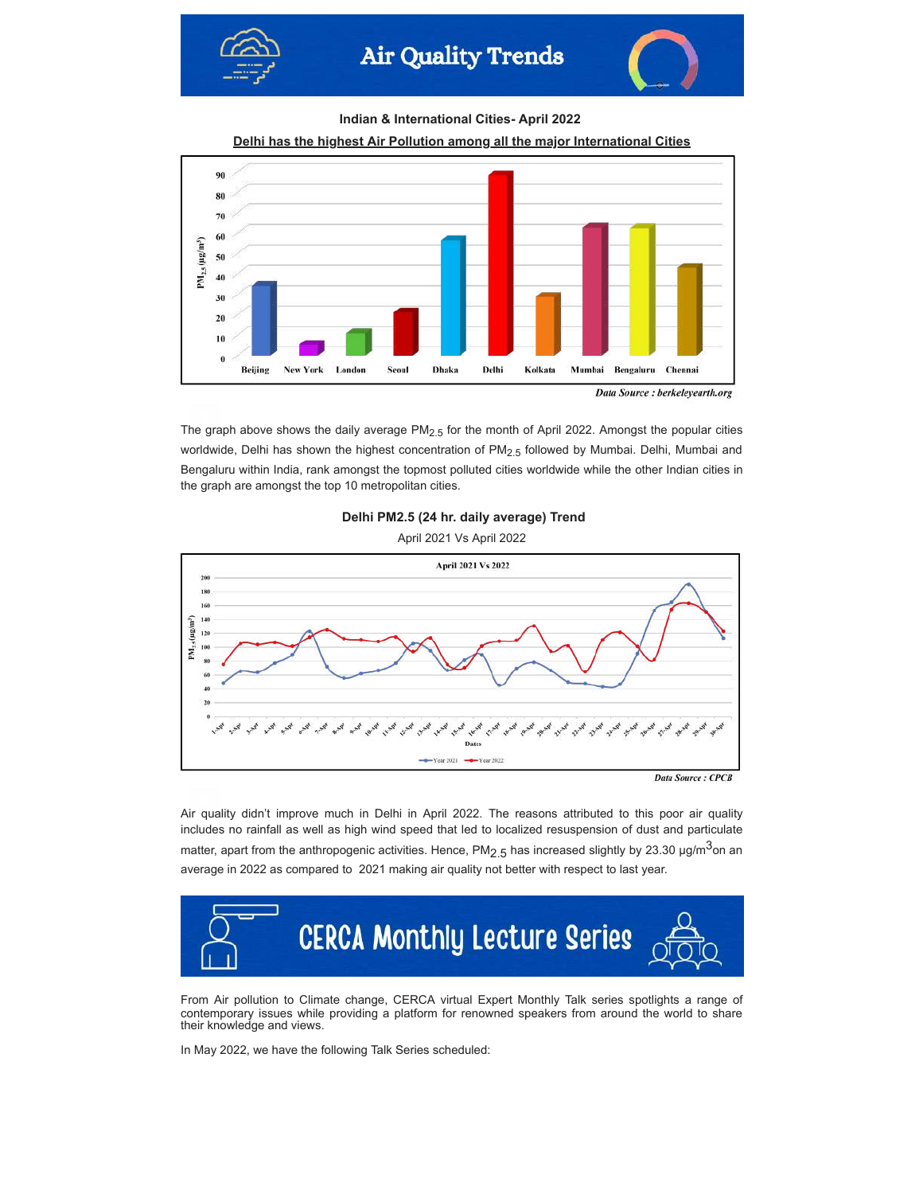# Air Quality Trends

**Indian & International Cities- April 2022**

**Delhi has the highest Air Pollution among all the major International Cities**

*Data Source : berkeleyearth.org*

The graph above shows the daily average $PM_{2.5}$ for the month of April 2022. Amongst the popular cities worldwide, Delhi has shown the highest concentration of $PM_{2.5}$ followed by Mumbai. Delhi, Mumbai and Bengaluru within India, rank amongst the topmost polluted cities worldwide while the other Indian cities in the graph are amongst the top 10 metropolitan cities.

**Delhi PM2.5 (24 hr. daily average) Trend**

April 2021 Vs April 2022

*Data Source : CPCB*

Air quality didn't improve much in Delhi in April 2022. The reasons attributed to this poor air quality includes no rainfall as well as high wind speed that led to localized resuspension of dust and particulate matter, apart from the anthropogenic activities. Hence, $PM_{2.5}$ has increased slightly by 23.30 $\mu g/m^3$ on an average in 2022 as compared to 2021 making air quality not better with respect to last year.

# CERCA Monthly Lecture Series

From Air pollution to Climate change, CERCA virtual Expert Monthly Talk series spotlights a range of contemporary issues while providing a platform for renowned speakers from around the world to share their knowledge and views.

In May 2022, we have the following Talk Series scheduled: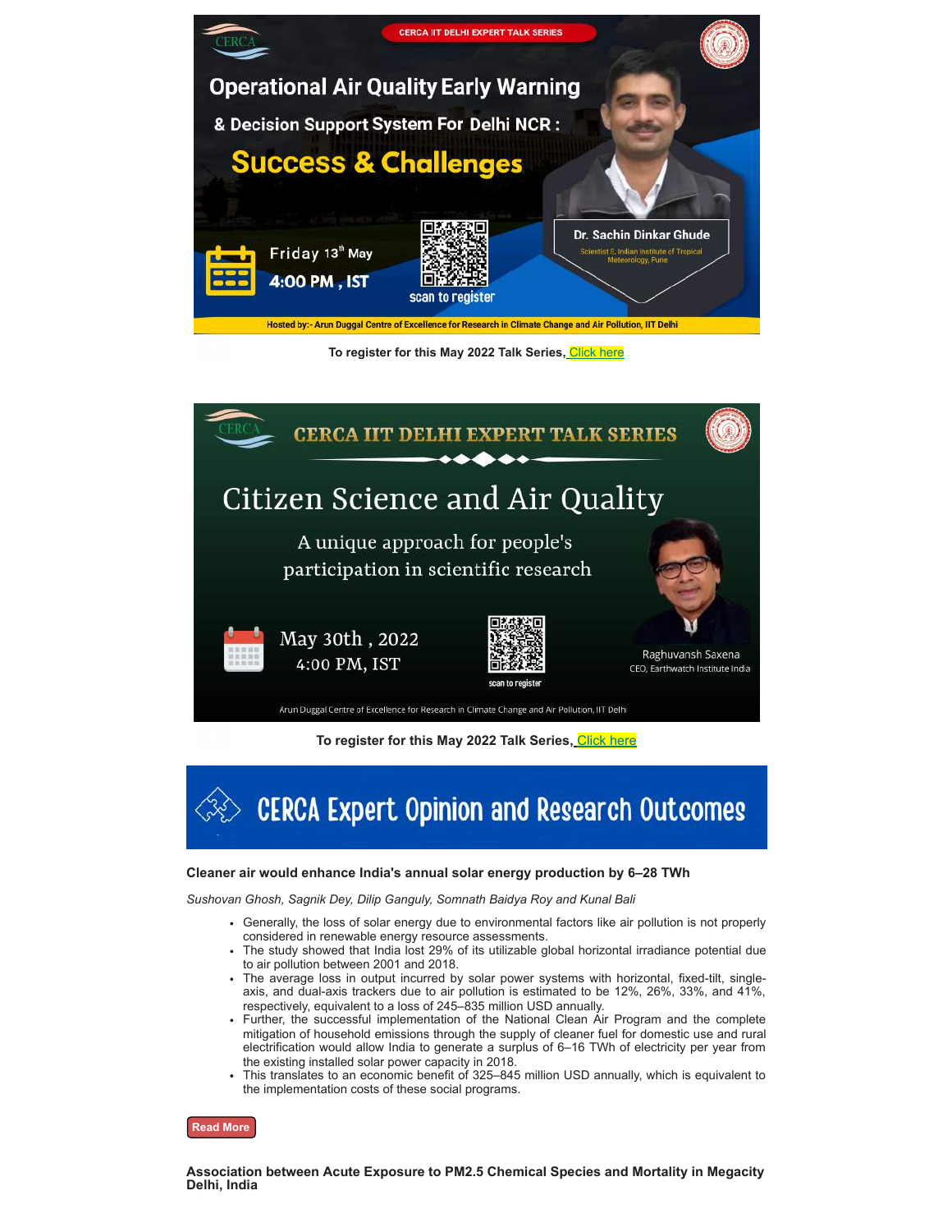CERCA IIT DELHI EXPERT TALK SERIES

# Operational Air Quality Early Warning & Decision Support System For Delhi NCR : Success & Challenges

Friday 13th May

4:00 PM , IST

scan to register

Dr. Sachin Dinkar Ghude

Scientist E, Indian institute of Tropical Meteorology, Pune

Hosted by:- Arun Duggal Centre of Excellence for Research in Climate Change and Air Pollution, IIT Delhi

**To register for this May 2022 Talk Series,** Click here

CERCA IIT DELHI EXPERT TALK SERIES

# Citizen Science and Air Quality

A unique approach for people's participation in scientific research

May 30th , 2022

4:00 PM, IST

scan to register

Raghuvansh Saxena

CEO, Earthwatch Institute India

Arun Duggal Centre of Excellence for Research in Climate Change and Air Pollution, IIT Delhi

**To register for this May 2022 Talk Series,** Click here

# CERCA Expert Opinion and Research Outcomes

**Cleaner air would enhance India's annual solar energy production by 6–28 TWh**

*Sushovan Ghosh, Sagnik Dey, Dilip Ganguly, Somnath Baidya Roy and Kunal Bali*

- Generally, the loss of solar energy due to environmental factors like air pollution is not properly considered in renewable energy resource assessments.
- The study showed that India lost 29% of its utilizable global horizontal irradiance potential due to air pollution between 2001 and 2018.
- The average loss in output incurred by solar power systems with horizontal, fixed-tilt, single-axis, and dual-axis trackers due to air pollution is estimated to be 12%, 26%, 33%, and 41%, respectively, equivalent to a loss of 245–835 million USD annually.
- Further, the successful implementation of the National Clean Air Program and the complete mitigation of household emissions through the supply of cleaner fuel for domestic use and rural electrification would allow India to generate a surplus of 6–16 TWh of electricity per year from the existing installed solar power capacity in 2018.
- This translates to an economic benefit of 325–845 million USD annually, which is equivalent to the implementation costs of these social programs.

Read More

**Association between Acute Exposure to PM2.5 Chemical Species and Mortality in Megacity Delhi, India**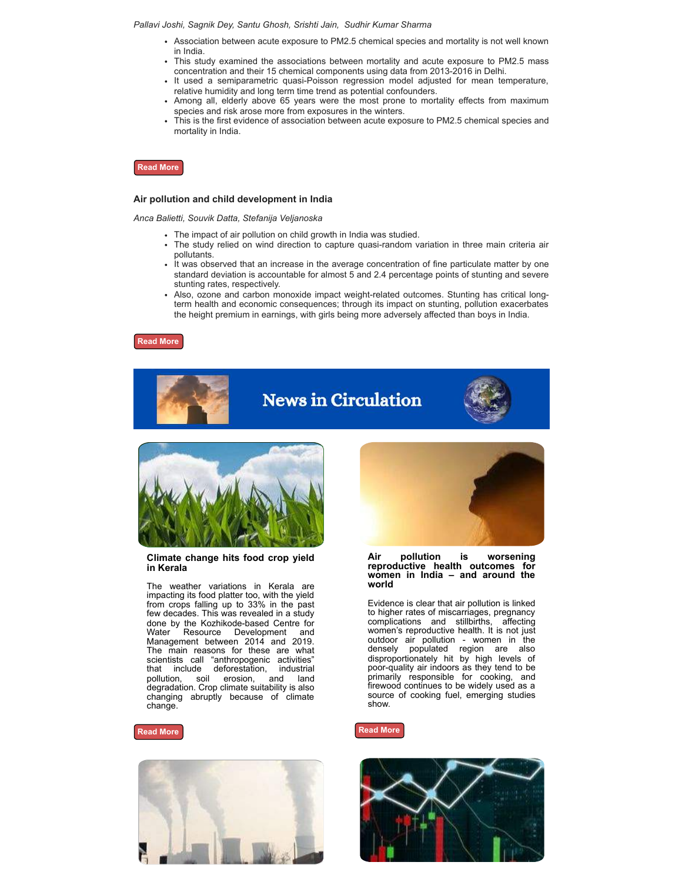*Pallavi Joshi, Sagnik Dey, Santu Ghosh, Srishti Jain, Sudhir Kumar Sharma*

- Association between acute exposure to PM2.5 chemical species and mortality is not well known in India.
- This study examined the associations between mortality and acute exposure to PM2.5 mass concentration and their 15 chemical components using data from 2013-2016 in Delhi.
- It used a semiparametric quasi-Poisson regression model adjusted for mean temperature, relative humidity and long term time trend as potential confounders.
- Among all, elderly above 65 years were the most prone to mortality effects from maximum species and risk arose more from exposures in the winters.
- This is the first evidence of association between acute exposure to PM2.5 chemical species and mortality in India.

**Read More**

### Air pollution and child development in India

*Anca Balietti, Souvik Datta, Stefanija Veljanoska*

- The impact of air pollution on child growth in India was studied.
- The study relied on wind direction to capture quasi-random variation in three main criteria air pollutants.
- It was observed that an increase in the average concentration of fine particulate matter by one standard deviation is accountable for almost 5 and 2.4 percentage points of stunting and severe stunting rates, respectively.
- Also, ozone and carbon monoxide impact weight-related outcomes. Stunting has critical long-term health and economic consequences; through its impact on stunting, pollution exacerbates the height premium in earnings, with girls being more adversely affected than boys in India.

**Read More**

## News in Circulation

### Climate change hits food crop yield in Kerala

The weather variations in Kerala are impacting its food platter too, with the yield from crops falling up to 33% in the past few decades. This was revealed in a study done by the Kozhikode-based Centre for Water Resource Development and Management between 2014 and 2019. The main reasons for these are what scientists call "anthropogenic activities" that include deforestation, industrial pollution, soil erosion, and land degradation. Crop climate suitability is also changing abruptly because of climate change.

**Read More**

### Air pollution is worsening reproductive health outcomes for women in India – and around the world

Evidence is clear that air pollution is linked to higher rates of miscarriages, pregnancy complications and stillbirths, affecting women's reproductive health. It is not just outdoor air pollution - women in the densely populated region are also disproportionately hit by high levels of poor-quality air indoors as they tend to be primarily responsible for cooking, and firewood continues to be widely used as a source of cooking fuel, emerging studies show.

**Read More**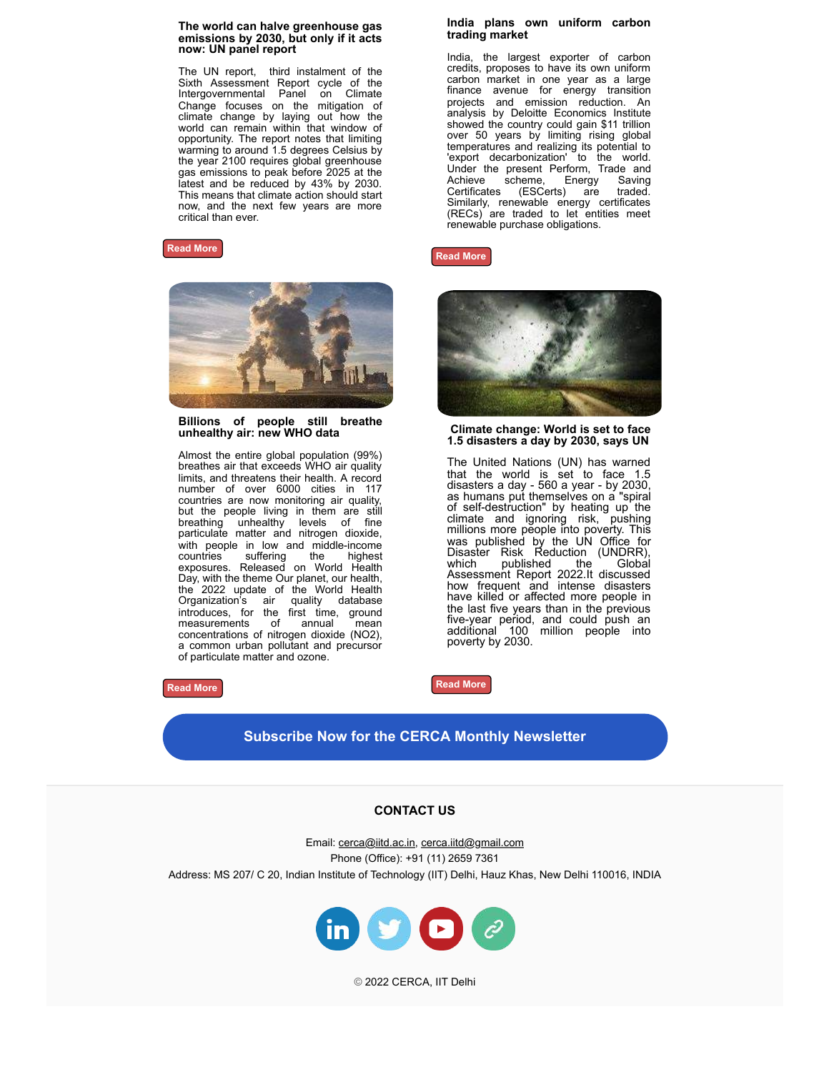### The world can halve greenhouse gas emissions by 2030, but only if it acts now: UN panel report

The UN report, third instalment of the Sixth Assessment Report cycle of the Intergovernmental Panel on Climate Change focuses on the mitigation of climate change by laying out how the world can remain within that window of opportunity. The report notes that limiting warming to around 1.5 degrees Celsius by the year 2100 requires global greenhouse gas emissions to peak before 2025 at the latest and be reduced by 43% by 2030. This means that climate action should start now, and the next few years are more critical than ever.

Read More

### India plans own uniform carbon trading market

India, the largest exporter of carbon credits, proposes to have its own uniform carbon market in one year as a large finance avenue for energy transition projects and emission reduction. An analysis by Deloitte Economics Institute showed the country could gain $11 trillion over 50 years by limiting rising global temperatures and realizing its potential to 'export decarbonization' to the world. Under the present Perform, Trade and Achieve scheme, Energy Saving Certificates (ESCerts) are traded. Similarly, renewable energy certificates (RECs) are traded to let entities meet renewable purchase obligations.

Read More

### Billions of people still breathe unhealthy air: new WHO data

Almost the entire global population (99%) breathes air that exceeds WHO air quality limits, and threatens their health. A record number of over 6000 cities in 117 countries are now monitoring air quality, but the people living in them are still breathing unhealthy levels of fine particulate matter and nitrogen dioxide, with people in low and middle-income countries suffering the highest exposures. Released on World Health Day, with the theme Our planet, our health, the 2022 update of the World Health Organization's air quality database introduces, for the first time, ground measurements of annual mean concentrations of nitrogen dioxide ($NO_2$), a common urban pollutant and precursor of particulate matter and ozone.

Read More

### Climate change: World is set to face 1.5 disasters a day by 2030, says UN

The United Nations (UN) has warned that the world is set to face 1.5 disasters a day - 560 a year - by 2030, as humans put themselves on a "spiral of self-destruction" by heating up the climate and ignoring risk, pushing millions more people into poverty. This was published by the UN Office for Disaster Risk Reduction (UNDRR), which published the Global Assessment Report 2022.It discussed how frequent and intense disasters have killed or affected more people in the last five years than in the previous five-year period, and could push an additional 100 million people into poverty by 2030.

Read More

**Subscribe Now for the CERCA Monthly Newsletter**

## CONTACT US

Email: cerca@iitd.ac.in, cerca.iitd@gmail.com

Phone (Office): +91 (11) 2659 7361

Address: MS 207/ C 20, Indian Institute of Technology (IIT) Delhi, Hauz Khas, New Delhi 110016, INDIA

© 2022 CERCA, IIT Delhi